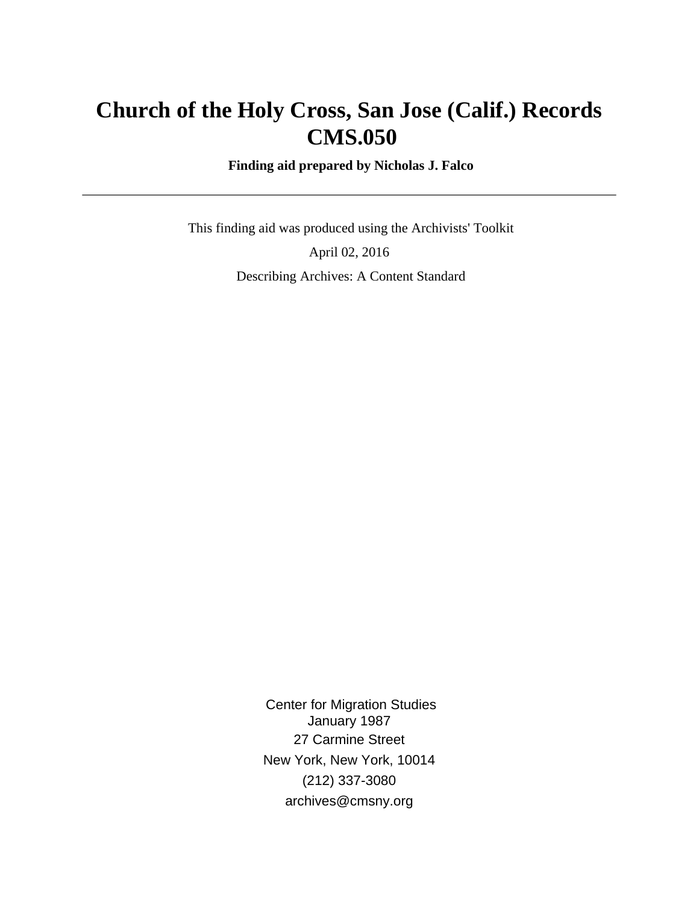# Church of the Holy Cross, San Jose (Calif.) Records CMS.050

**Finding aid prepared by Nicholas J. Falco**

---

This finding aid was produced using the Archivists' Toolkit

April 02, 2016

Describing Archives: A Content Standard

Center for Migration Studies
January 1987
27 Carmine Street
New York, New York, 10014
(212) 337-3080
archives@cmsny.org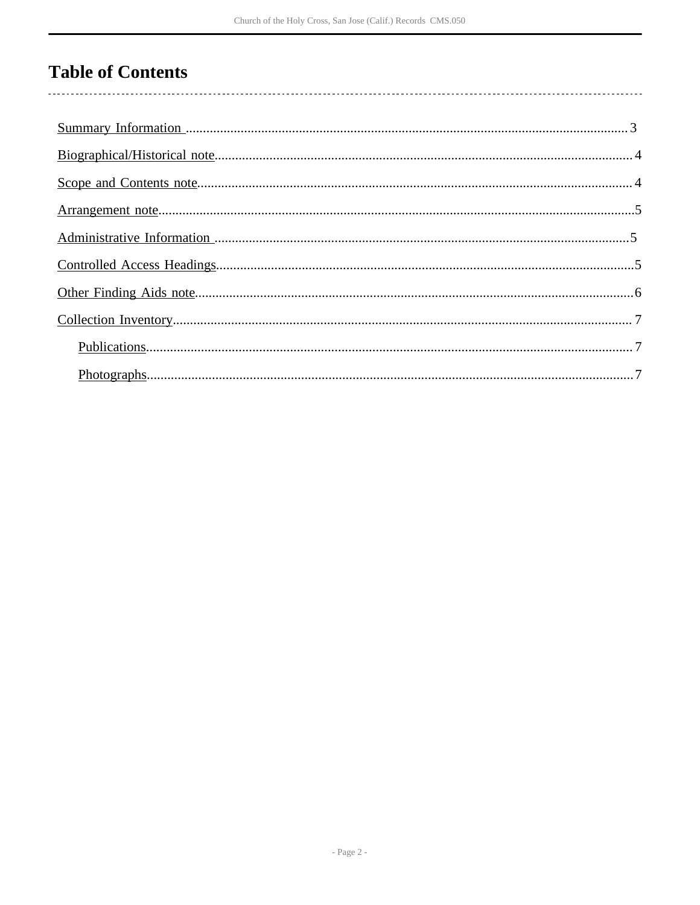# Table of Contents

- Summary Information ... 3
- Biographical/Historical note ... 4
- Scope and Contents note ... 4
- Arrangement note ... 5
- Administrative Information ... 5
- Controlled Access Headings ... 5
- Other Finding Aids note ... 6
- Collection Inventory ... 7
    - Publications ... 7
    - Photographs ... 7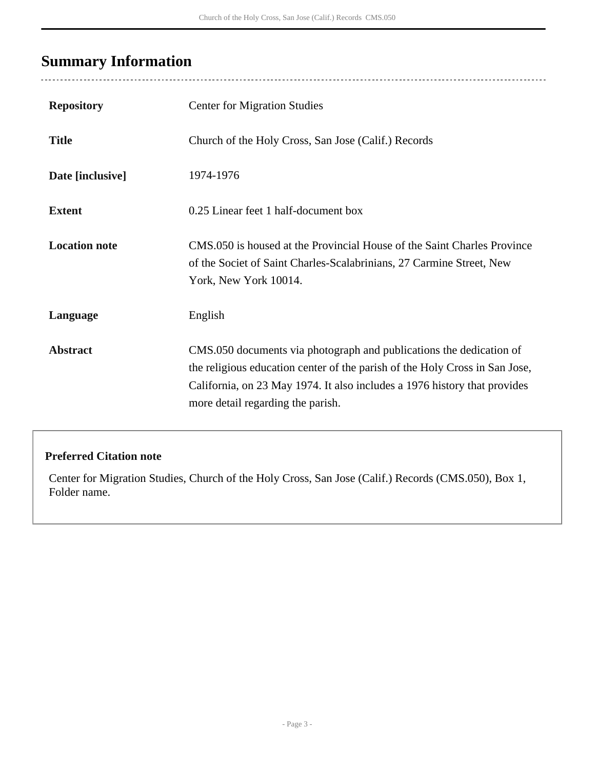## Summary Information

| | |
|---|---|
| **Repository** | Center for Migration Studies |
| **Title** | Church of the Holy Cross, San Jose (Calif.) Records |
| **Date [inclusive]** | 1974-1976 |
| **Extent** | 0.25 Linear feet 1 half-document box |
| **Location note** | CMS.050 is housed at the Provincial House of the Saint Charles Province of the Societ of Saint Charles-Scalabrinians, 27 Carmine Street, New York, New York 10014. |
| **Language** | English |
| **Abstract** | CMS.050 documents via photograph and publications the dedication of the religious education center of the parish of the Holy Cross in San Jose, California, on 23 May 1974. It also includes a 1976 history that provides more detail regarding the parish. |

**Preferred Citation note**

Center for Migration Studies, Church of the Holy Cross, San Jose (Calif.) Records (CMS.050), Box 1, Folder name.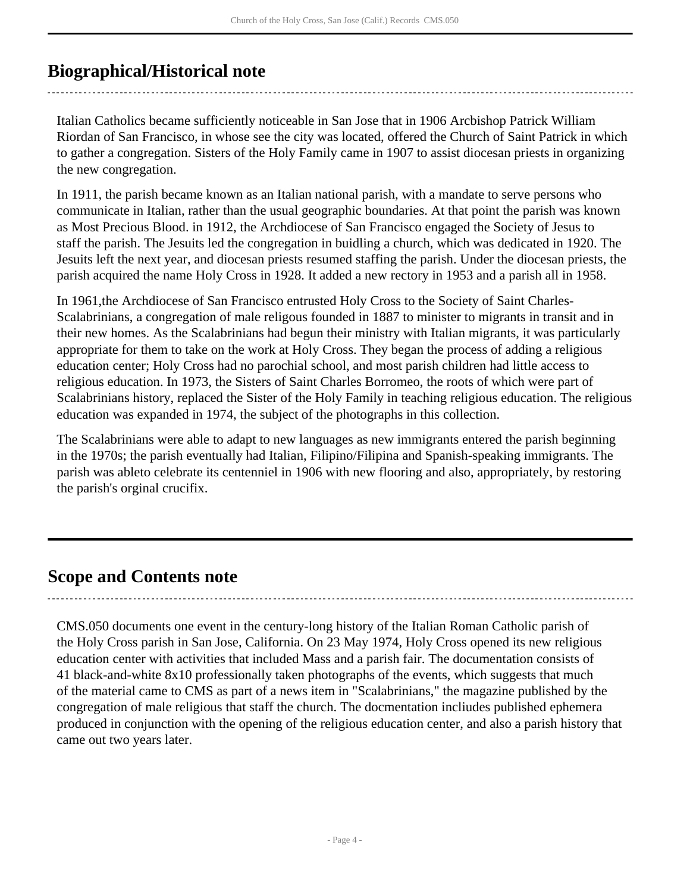## Biographical/Historical note

Italian Catholics became sufficiently noticeable in San Jose that in 1906 Arcbishop Patrick William Riordan of San Francisco, in whose see the city was located, offered the Church of Saint Patrick in which to gather a congregation. Sisters of the Holy Family came in 1907 to assist diocesan priests in organizing the new congregation.

In 1911, the parish became known as an Italian national parish, with a mandate to serve persons who communicate in Italian, rather than the usual geographic boundaries. At that point the parish was known as Most Precious Blood. in 1912, the Archdiocese of San Francisco engaged the Society of Jesus to staff the parish. The Jesuits led the congregation in buidling a church, which was dedicated in 1920. The Jesuits left the next year, and diocesan priests resumed staffing the parish. Under the diocesan priests, the parish acquired the name Holy Cross in 1928. It added a new rectory in 1953 and a parish all in 1958.

In 1961,the Archdiocese of San Francisco entrusted Holy Cross to the Society of Saint Charles-Scalabrinians, a congregation of male religous founded in 1887 to minister to migrants in transit and in their new homes. As the Scalabrinians had begun their ministry with Italian migrants, it was particularly appropriate for them to take on the work at Holy Cross. They began the process of adding a religious education center; Holy Cross had no parochial school, and most parish children had little access to religious education. In 1973, the Sisters of Saint Charles Borromeo, the roots of which were part of Scalabrinians history, replaced the Sister of the Holy Family in teaching religious education. The religious education was expanded in 1974, the subject of the photographs in this collection.

The Scalabrinians were able to adapt to new languages as new immigrants entered the parish beginning in the 1970s; the parish eventually had Italian, Filipino/Filipina and Spanish-speaking immigrants. The parish was ableto celebrate its centenniel in 1906 with new flooring and also, appropriately, by restoring the parish's orginal crucifix.

## Scope and Contents note

CMS.050 documents one event in the century-long history of the Italian Roman Catholic parish of the Holy Cross parish in San Jose, California. On 23 May 1974, Holy Cross opened its new religious education center with activities that included Mass and a parish fair. The documentation consists of 41 black-and-white 8x10 professionally taken photographs of the events, which suggests that much of the material came to CMS as part of a news item in "Scalabrinians," the magazine published by the congregation of male religious that staff the church. The docmentation incliudes published ephemera produced in conjunction with the opening of the religious education center, and also a parish history that came out two years later.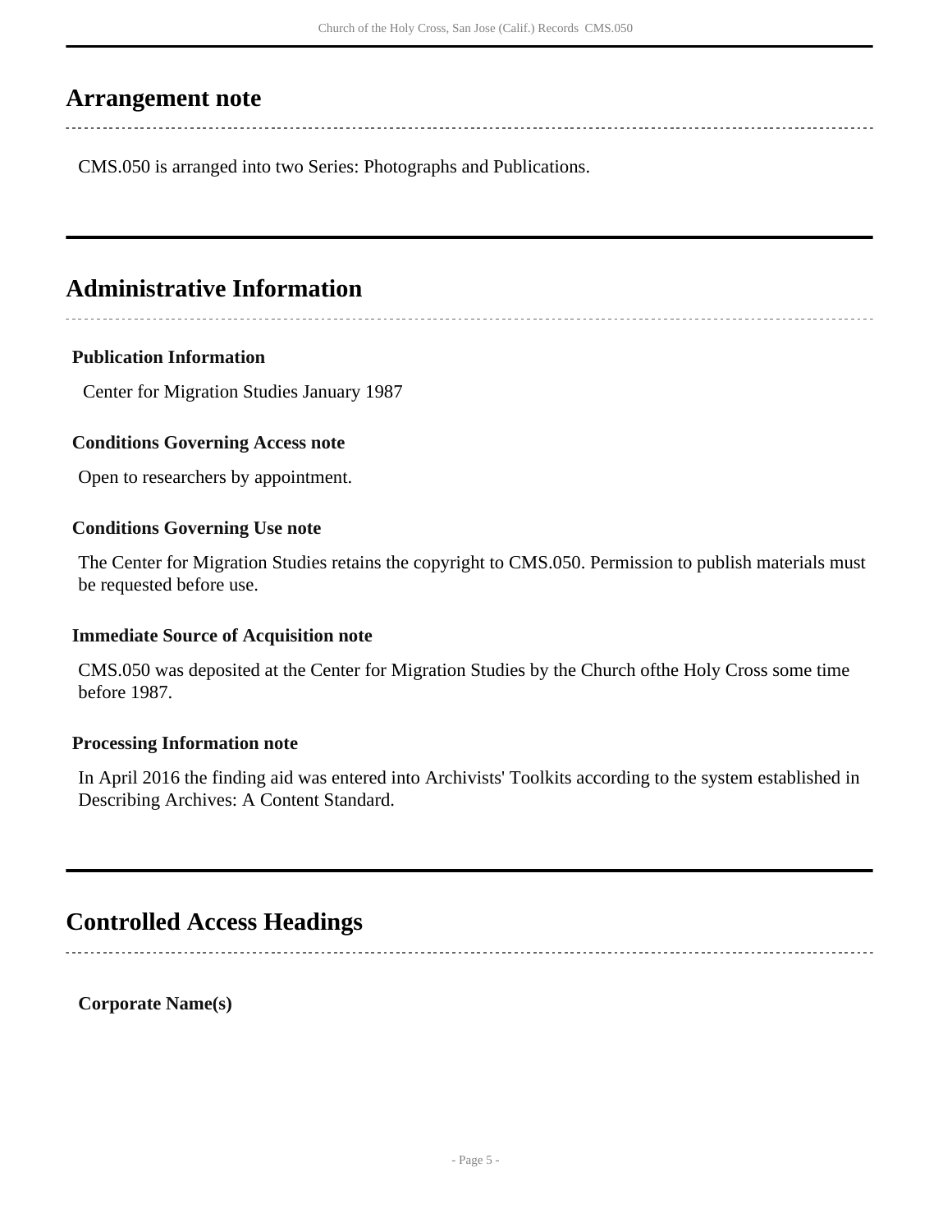## Arrangement note

CMS.050 is arranged into two Series: Photographs and Publications.

## Administrative Information

### Publication Information

Center for Migration Studies January 1987

### Conditions Governing Access note

Open to researchers by appointment.

### Conditions Governing Use note

The Center for Migration Studies retains the copyright to CMS.050. Permission to publish materials must be requested before use.

### Immediate Source of Acquisition note

CMS.050 was deposited at the Center for Migration Studies by the Church ofthe Holy Cross some time before 1987.

### Processing Information note

In April 2016 the finding aid was entered into Archivists' Toolkits according to the system established in Describing Archives: A Content Standard.

## Controlled Access Headings

**Corporate Name(s)**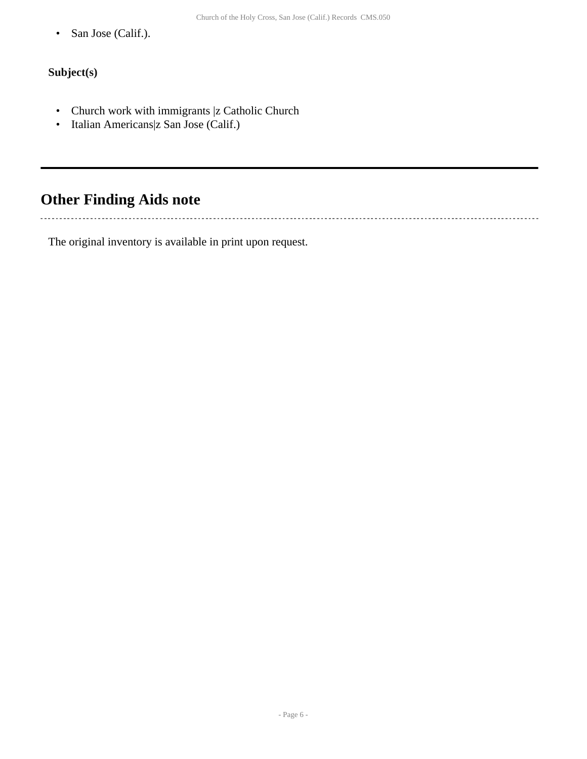- San Jose (Calif.).

**Subject(s)**

- Church work with immigrants |z Catholic Church
- Italian Americans|z San Jose (Calif.)

---

## Other Finding Aids note

The original inventory is available in print upon request.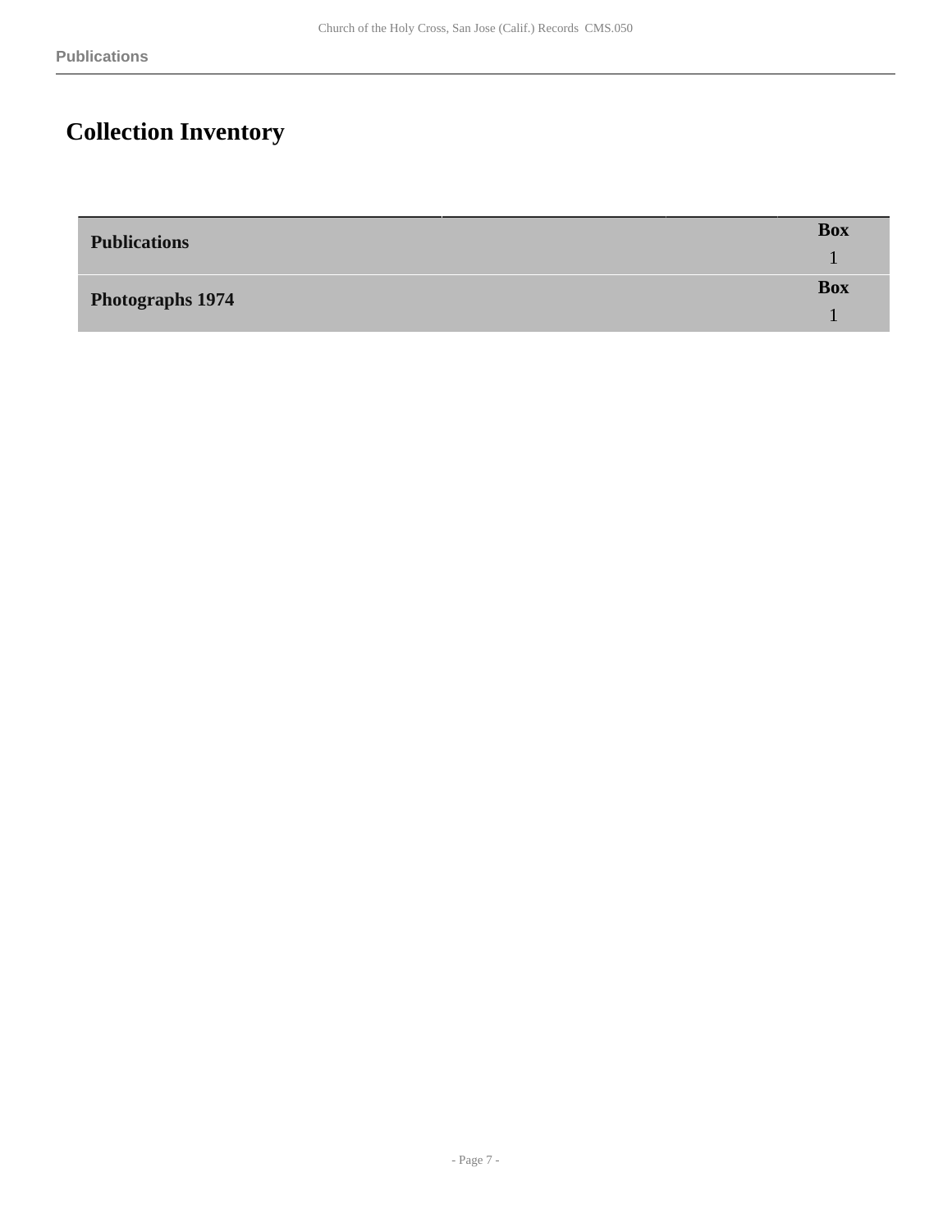# Collection Inventory

| | | | |
|---|---|---|---|
| **Publications** | | | **Box** 1 |
| **Photographs 1974** | | | **Box** 1 |